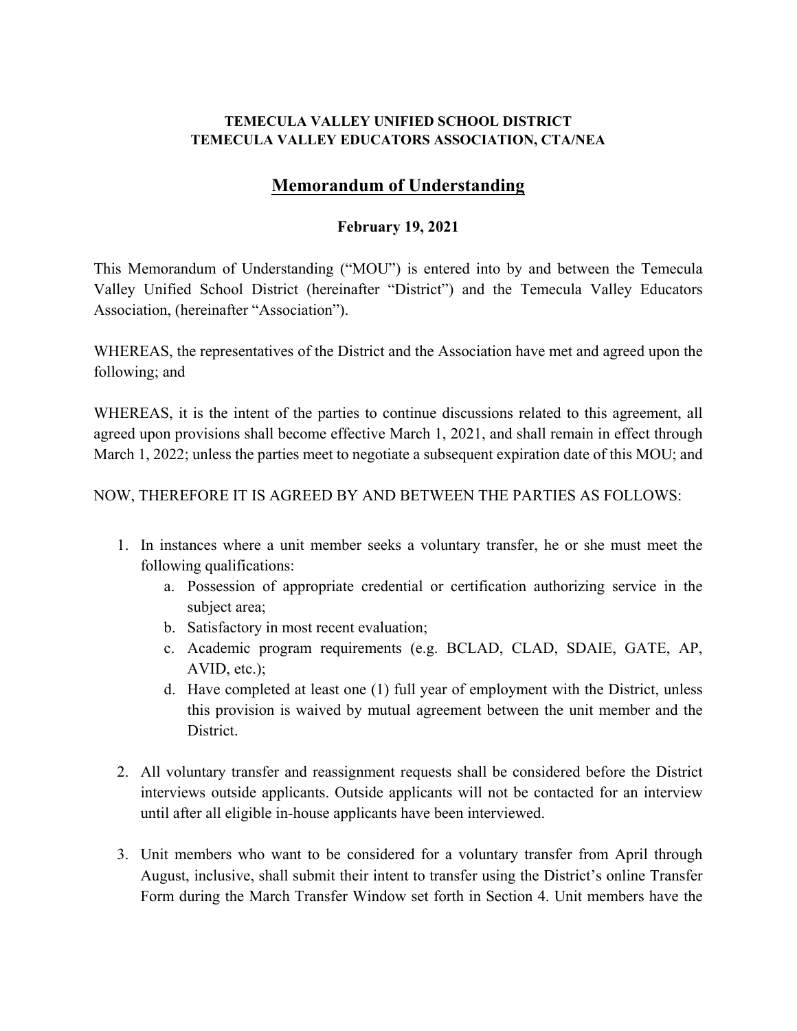**TEMECULA VALLEY UNIFIED SCHOOL DISTRICT**
**TEMECULA VALLEY EDUCATORS ASSOCIATION, CTA/NEA**

# Memorandum of Understanding

**February 19, 2021**

This Memorandum of Understanding ("MOU") is entered into by and between the Temecula Valley Unified School District (hereinafter "District") and the Temecula Valley Educators Association, (hereinafter "Association").

WHEREAS, the representatives of the District and the Association have met and agreed upon the following; and

WHEREAS, it is the intent of the parties to continue discussions related to this agreement, all agreed upon provisions shall become effective March 1, 2021, and shall remain in effect through March 1, 2022; unless the parties meet to negotiate a subsequent expiration date of this MOU; and

NOW, THEREFORE IT IS AGREED BY AND BETWEEN THE PARTIES AS FOLLOWS:

1. In instances where a unit member seeks a voluntary transfer, he or she must meet the following qualifications:
   a. Possession of appropriate credential or certification authorizing service in the subject area;
   b. Satisfactory in most recent evaluation;
   c. Academic program requirements (e.g. BCLAD, CLAD, SDAIE, GATE, AP, AVID, etc.);
   d. Have completed at least one (1) full year of employment with the District, unless this provision is waived by mutual agreement between the unit member and the District.

2. All voluntary transfer and reassignment requests shall be considered before the District interviews outside applicants. Outside applicants will not be contacted for an interview until after all eligible in-house applicants have been interviewed.

3. Unit members who want to be considered for a voluntary transfer from April through August, inclusive, shall submit their intent to transfer using the District's online Transfer Form during the March Transfer Window set forth in Section 4. Unit members have the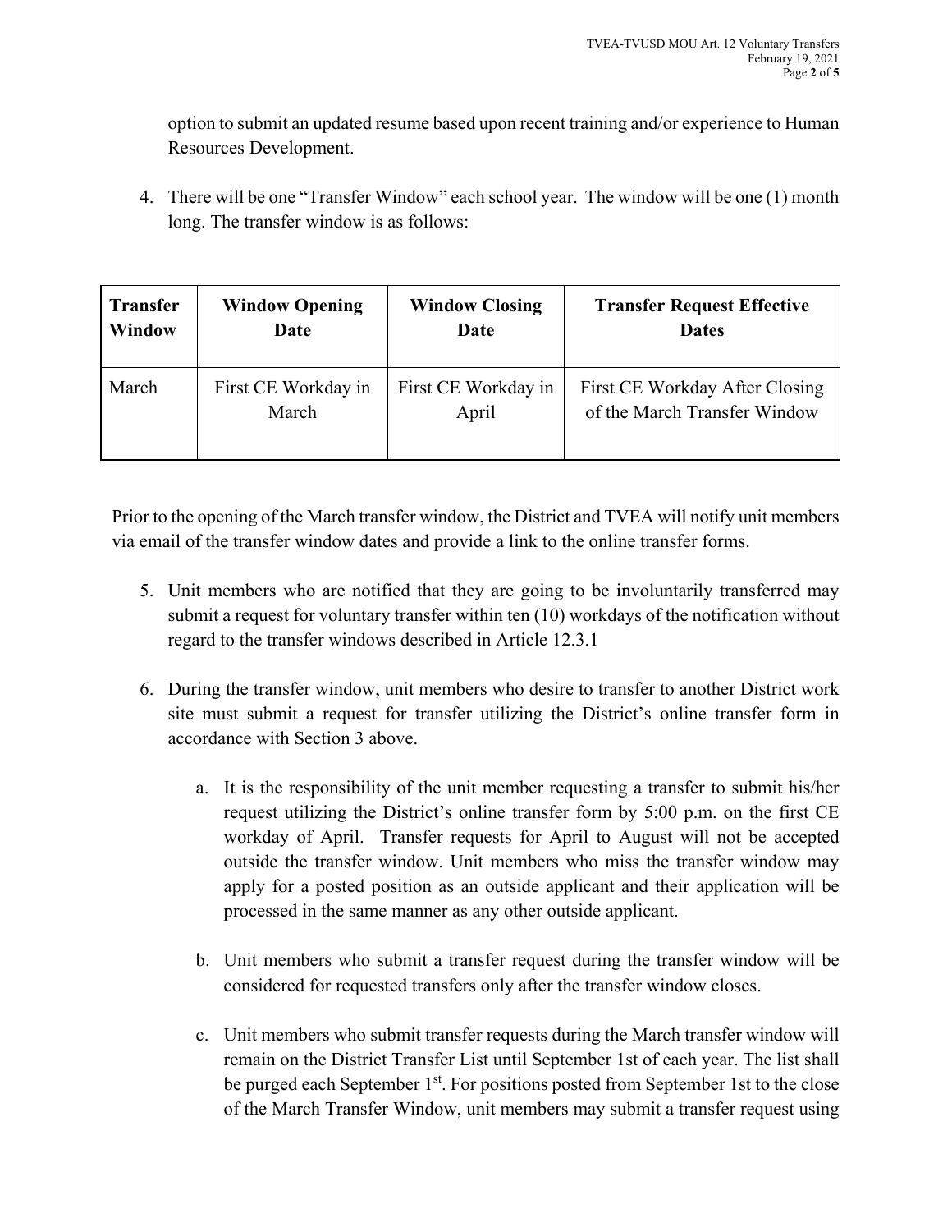option to submit an updated resume based upon recent training and/or experience to Human Resources Development.

4. There will be one "Transfer Window" each school year. The window will be one (1) month long. The transfer window is as follows:

| Transfer Window | Window Opening Date | Window Closing Date | Transfer Request Effective Dates |
|---|---|---|---|
| March | First CE Workday in March | First CE Workday in April | First CE Workday After Closing of the March Transfer Window |

Prior to the opening of the March transfer window, the District and TVEA will notify unit members via email of the transfer window dates and provide a link to the online transfer forms.

5. Unit members who are notified that they are going to be involuntarily transferred may submit a request for voluntary transfer within ten (10) workdays of the notification without regard to the transfer windows described in Article 12.3.1

6. During the transfer window, unit members who desire to transfer to another District work site must submit a request for transfer utilizing the District's online transfer form in accordance with Section 3 above.

    a. It is the responsibility of the unit member requesting a transfer to submit his/her request utilizing the District's online transfer form by 5:00 p.m. on the first CE workday of April. Transfer requests for April to August will not be accepted outside the transfer window. Unit members who miss the transfer window may apply for a posted position as an outside applicant and their application will be processed in the same manner as any other outside applicant.

    b. Unit members who submit a transfer request during the transfer window will be considered for requested transfers only after the transfer window closes.

    c. Unit members who submit transfer requests during the March transfer window will remain on the District Transfer List until September 1st of each year. The list shall be purged each September 1st. For positions posted from September 1st to the close of the March Transfer Window, unit members may submit a transfer request using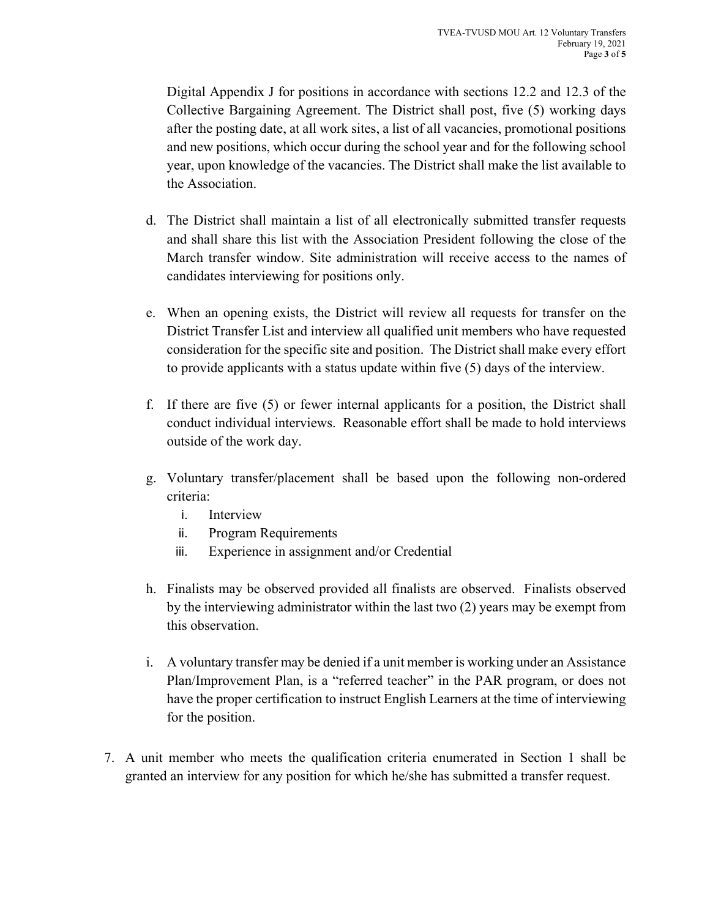Digital Appendix J for positions in accordance with sections 12.2 and 12.3 of the Collective Bargaining Agreement. The District shall post, five (5) working days after the posting date, at all work sites, a list of all vacancies, promotional positions and new positions, which occur during the school year and for the following school year, upon knowledge of the vacancies. The District shall make the list available to the Association.

d. The District shall maintain a list of all electronically submitted transfer requests and shall share this list with the Association President following the close of the March transfer window. Site administration will receive access to the names of candidates interviewing for positions only.

e. When an opening exists, the District will review all requests for transfer on the District Transfer List and interview all qualified unit members who have requested consideration for the specific site and position. The District shall make every effort to provide applicants with a status update within five (5) days of the interview.

f. If there are five (5) or fewer internal applicants for a position, the District shall conduct individual interviews. Reasonable effort shall be made to hold interviews outside of the work day.

g. Voluntary transfer/placement shall be based upon the following non-ordered criteria:
   i. Interview
   ii. Program Requirements
   iii. Experience in assignment and/or Credential

h. Finalists may be observed provided all finalists are observed. Finalists observed by the interviewing administrator within the last two (2) years may be exempt from this observation.

i. A voluntary transfer may be denied if a unit member is working under an Assistance Plan/Improvement Plan, is a "referred teacher" in the PAR program, or does not have the proper certification to instruct English Learners at the time of interviewing for the position.

7. A unit member who meets the qualification criteria enumerated in Section 1 shall be granted an interview for any position for which he/she has submitted a transfer request.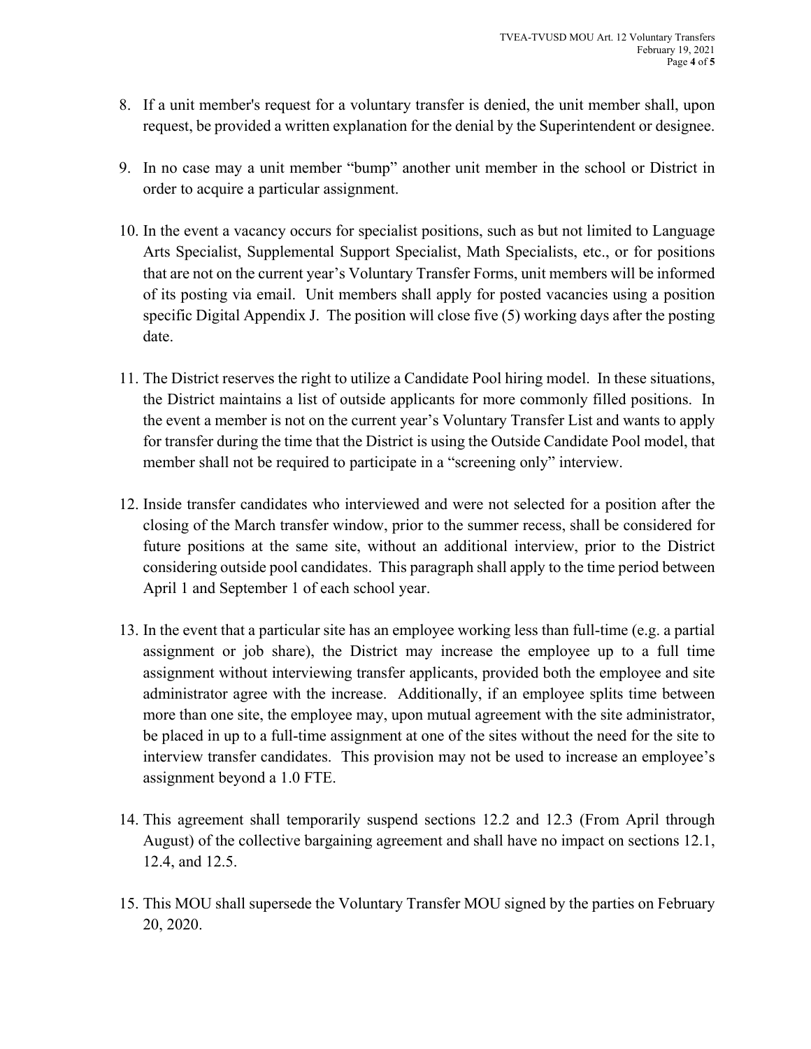8. If a unit member's request for a voluntary transfer is denied, the unit member shall, upon request, be provided a written explanation for the denial by the Superintendent or designee.

9. In no case may a unit member "bump" another unit member in the school or District in order to acquire a particular assignment.

10. In the event a vacancy occurs for specialist positions, such as but not limited to Language Arts Specialist, Supplemental Support Specialist, Math Specialists, etc., or for positions that are not on the current year's Voluntary Transfer Forms, unit members will be informed of its posting via email. Unit members shall apply for posted vacancies using a position specific Digital Appendix J. The position will close five (5) working days after the posting date.

11. The District reserves the right to utilize a Candidate Pool hiring model. In these situations, the District maintains a list of outside applicants for more commonly filled positions. In the event a member is not on the current year's Voluntary Transfer List and wants to apply for transfer during the time that the District is using the Outside Candidate Pool model, that member shall not be required to participate in a "screening only" interview.

12. Inside transfer candidates who interviewed and were not selected for a position after the closing of the March transfer window, prior to the summer recess, shall be considered for future positions at the same site, without an additional interview, prior to the District considering outside pool candidates. This paragraph shall apply to the time period between April 1 and September 1 of each school year.

13. In the event that a particular site has an employee working less than full-time (e.g. a partial assignment or job share), the District may increase the employee up to a full time assignment without interviewing transfer applicants, provided both the employee and site administrator agree with the increase. Additionally, if an employee splits time between more than one site, the employee may, upon mutual agreement with the site administrator, be placed in up to a full-time assignment at one of the sites without the need for the site to interview transfer candidates. This provision may not be used to increase an employee's assignment beyond a 1.0 FTE.

14. This agreement shall temporarily suspend sections 12.2 and 12.3 (From April through August) of the collective bargaining agreement and shall have no impact on sections 12.1, 12.4, and 12.5.

15. This MOU shall supersede the Voluntary Transfer MOU signed by the parties on February 20, 2020.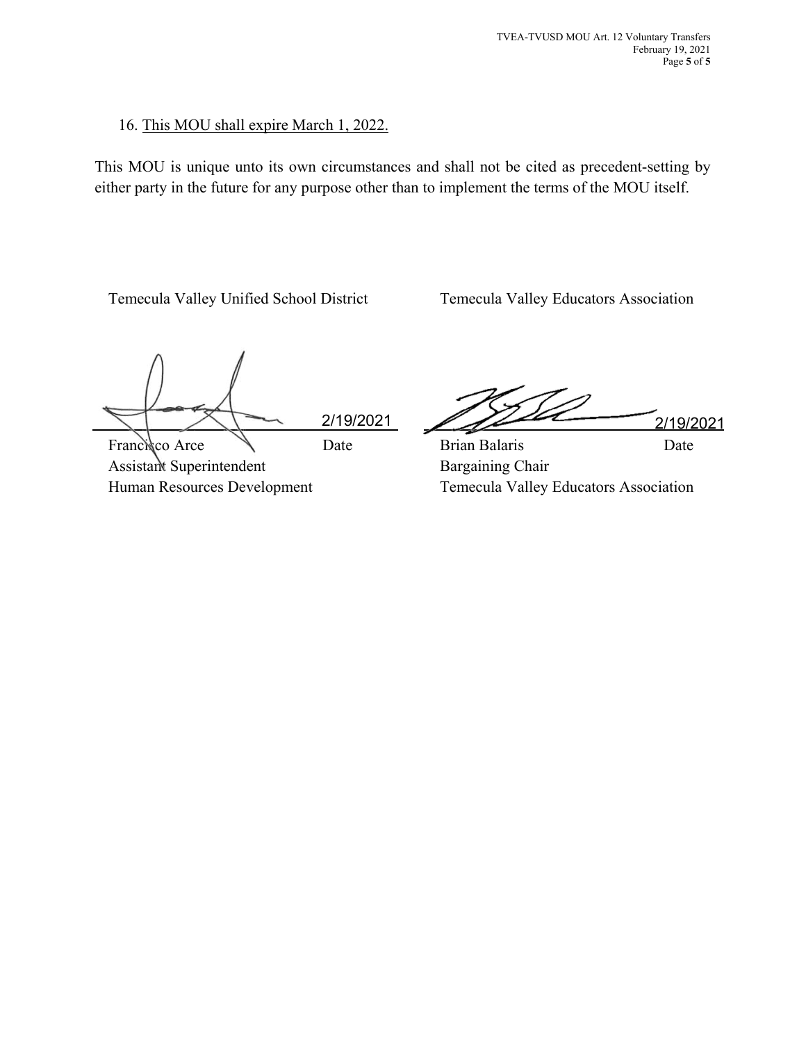16. This MOU shall expire March 1, 2022.

This MOU is unique unto its own circumstances and shall not be cited as precedent-setting by either party in the future for any purpose other than to implement the terms of the MOU itself.

| Temecula Valley Unified School District | | Temecula Valley Educators Association | |
|---|---|---|---|
| 2/19/2021 | | 2/19/2021 | |
| Francisco Arce | Date | Brian Balaris | Date |
| Assistant Superintendent | | Bargaining Chair | |
| Human Resources Development | | Temecula Valley Educators Association | |